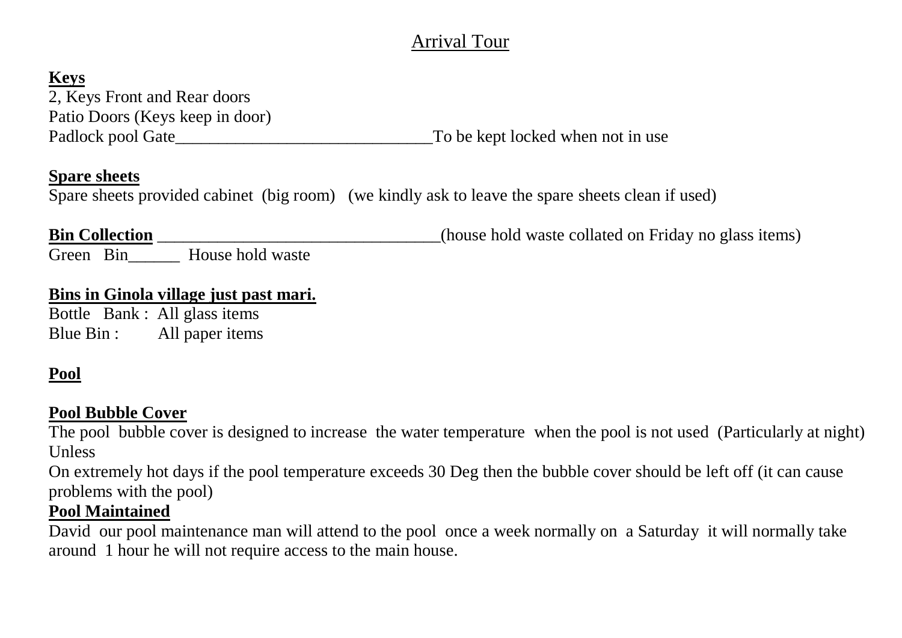# Arrival Tour

**Keys**

2, Keys Front and Rear doors
Patio Doors (Keys keep in door)
Padlock pool Gate______________________________To be kept locked when not in use

**Spare sheets**

Spare sheets provided cabinet (big room) (we kindly ask to leave the spare sheets clean if used)

**Bin Collection** _________________________________(house hold waste collated on Friday no glass items)
Green Bin______ House hold waste

**Bins in Ginola village just past mari.**

Bottle Bank : All glass items
Blue Bin : All paper items

**Pool**

**Pool Bubble Cover**

The pool bubble cover is designed to increase the water temperature when the pool is not used (Particularly at night)
Unless
On extremely hot days if the pool temperature exceeds 30 Deg then the bubble cover should be left off (it can cause problems with the pool)

**Pool Maintained**

David our pool maintenance man will attend to the pool once a week normally on a Saturday it will normally take around 1 hour he will not require access to the main house.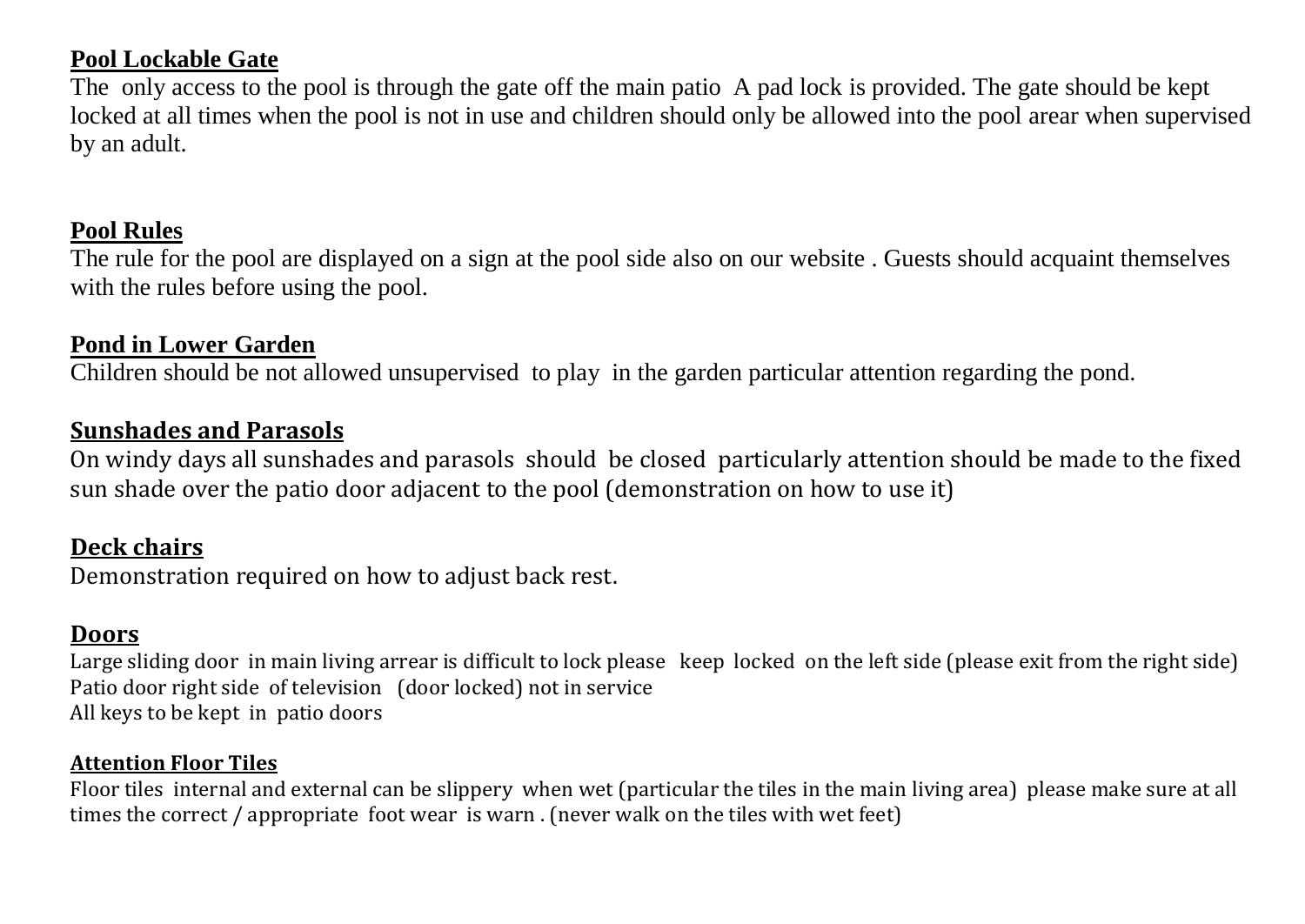**Pool Lockable Gate**

The only access to the pool is through the gate off the main patio A pad lock is provided. The gate should be kept locked at all times when the pool is not in use and children should only be allowed into the pool arear when supervised by an adult.

**Pool Rules**

The rule for the pool are displayed on a sign at the pool side also on our website . Guests should acquaint themselves with the rules before using the pool.

**Pond in Lower Garden**

Children should be not allowed unsupervised to play in the garden particular attention regarding the pond.

**Sunshades and Parasols**

On windy days all sunshades and parasols should be closed particularly attention should be made to the fixed sun shade over the patio door adjacent to the pool (demonstration on how to use it)

**Deck chairs**

Demonstration required on how to adjust back rest.

**Doors**

Large sliding door in main living arrear is difficult to lock please keep locked on the left side (please exit from the right side)
Patio door right side of television (door locked) not in service
All keys to be kept in patio doors

**Attention Floor Tiles**

Floor tiles internal and external can be slippery when wet (particular the tiles in the main living area) please make sure at all times the correct / appropriate foot wear is warn . (never walk on the tiles with wet feet)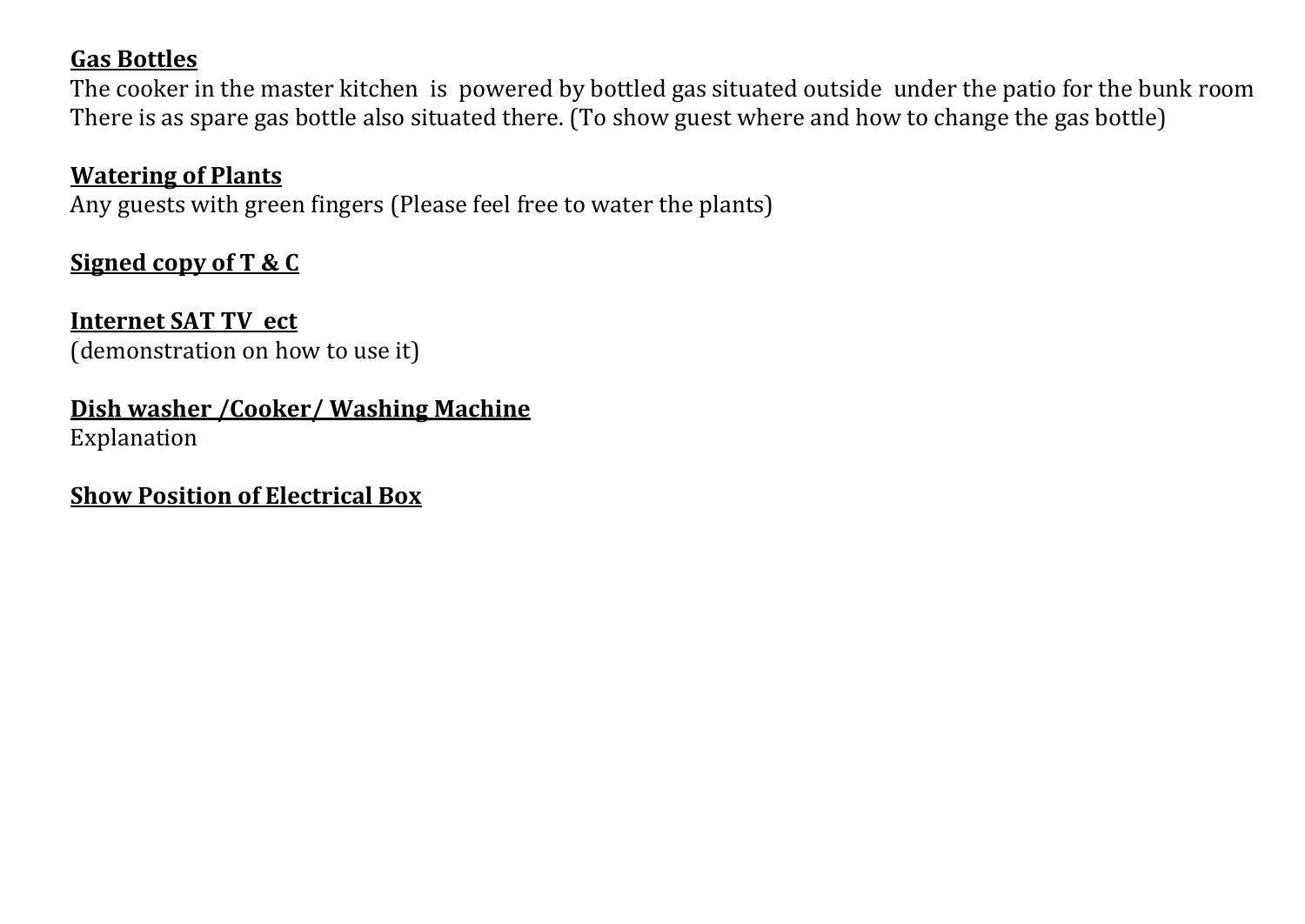**Gas Bottles**
The cooker in the master kitchen is powered by bottled gas situated outside under the patio for the bunk room
There is as spare gas bottle also situated there. (To show guest where and how to change the gas bottle)

**Watering of Plants**
Any guests with green fingers (Please feel free to water the plants)

**Signed copy of T & C**

**Internet SAT TV ect**
(demonstration on how to use it)

**Dish washer /Cooker/ Washing Machine**
Explanation

**Show Position of Electrical Box**